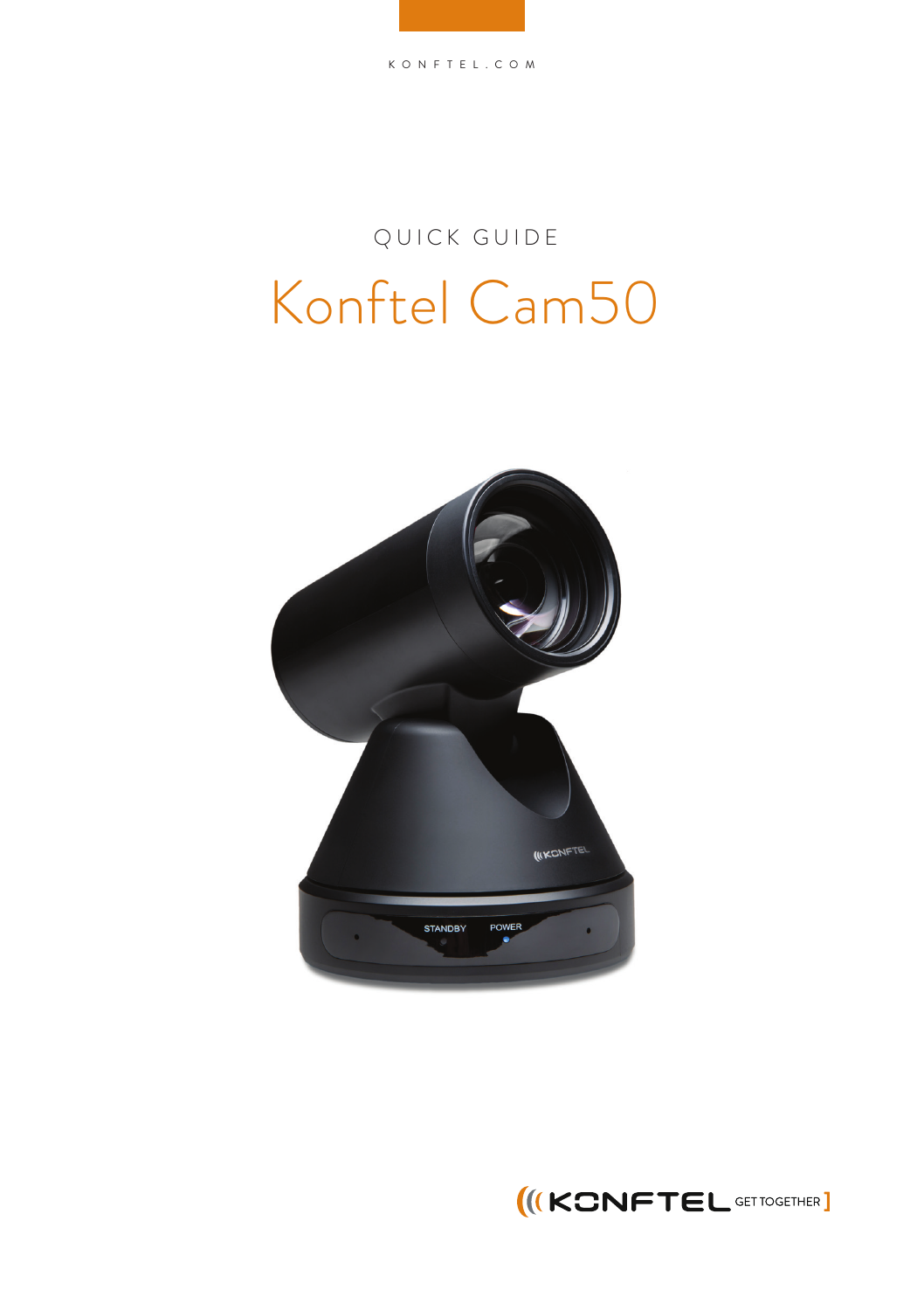KONFTEL.COM

QUICK GUIDE

# Konftel Cam50

KONFTEL GET TOGETHER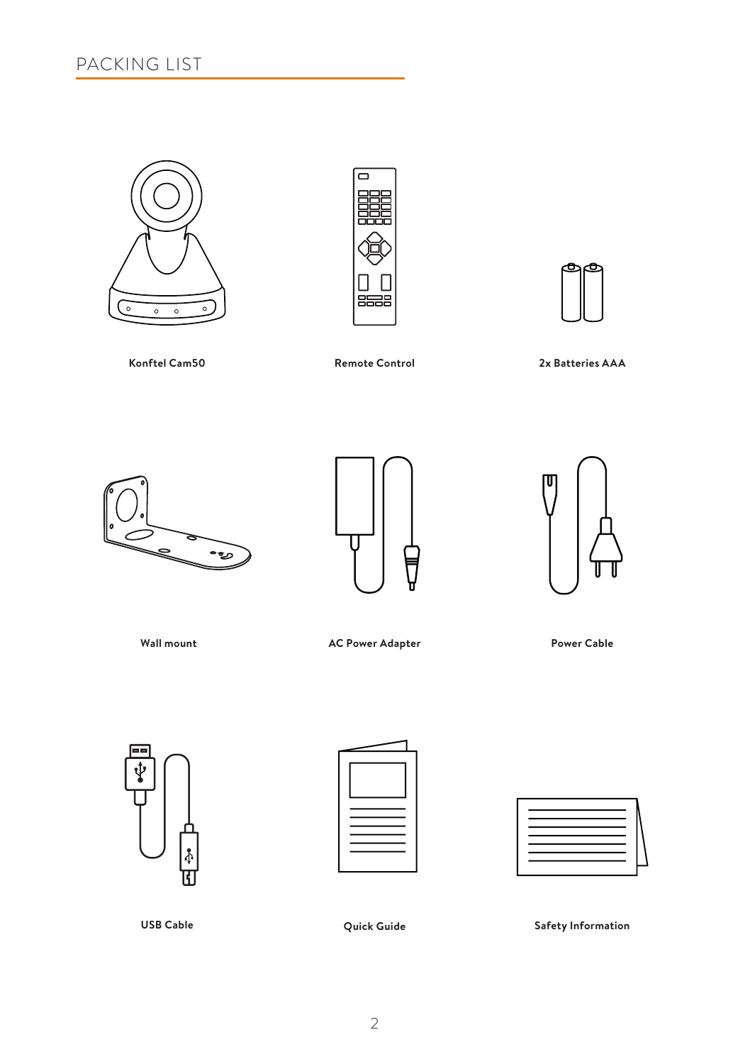# PACKING LIST

**Konftel Cam50**

**Remote Control**

**2x Batteries AAA**

**Wall mount**

**AC Power Adapter**

**Power Cable**

**USB Cable**

**Quick Guide**

**Safety Information**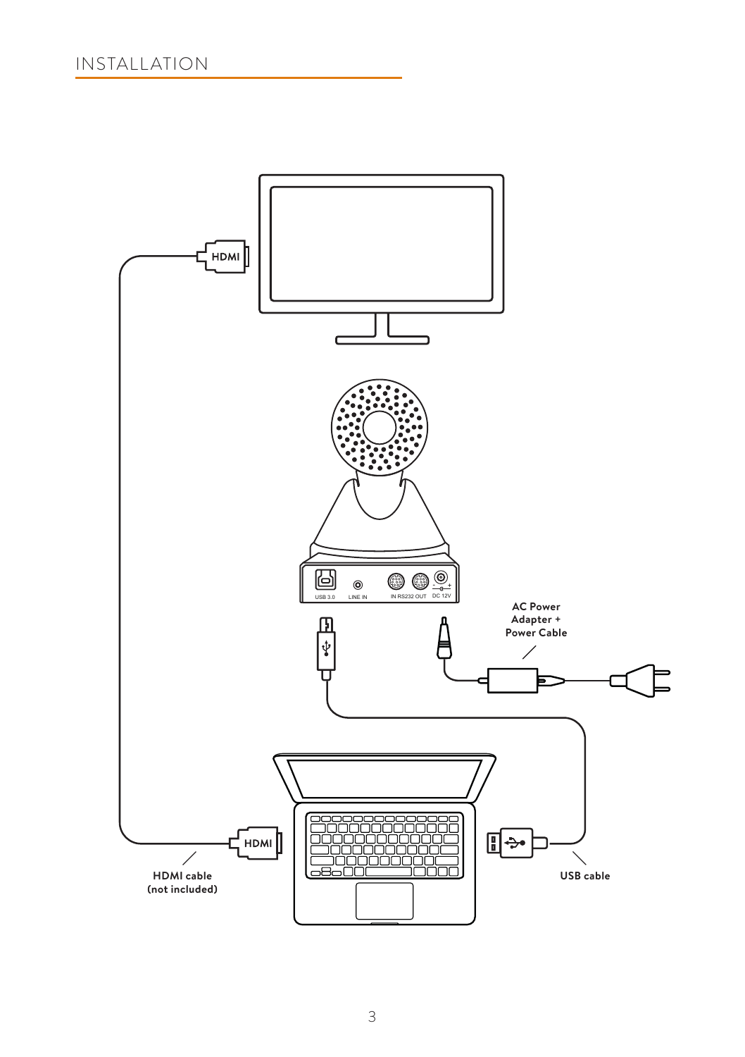# INSTALLATION

HDMI

USB 3.0 LINE IN IN RS232 OUT DC 12V

AC Power Adapter + Power Cable

HDMI

HDMI cable (not included)

USB cable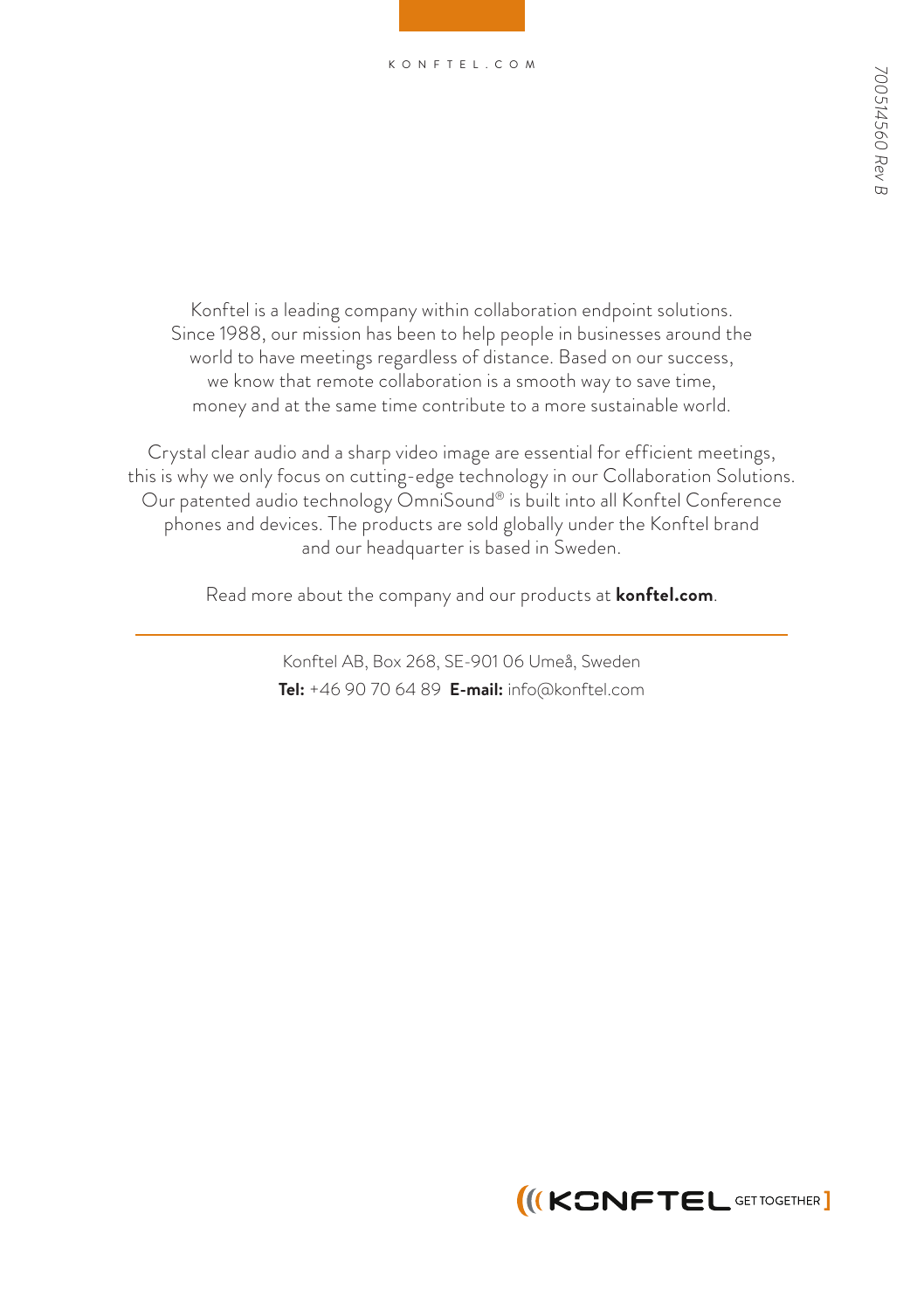Konftel is a leading company within collaboration endpoint solutions. Since 1988, our mission has been to help people in businesses around the world to have meetings regardless of distance. Based on our success, we know that remote collaboration is a smooth way to save time, money and at the same time contribute to a more sustainable world.

Crystal clear audio and a sharp video image are essential for efficient meetings, this is why we only focus on cutting-edge technology in our Collaboration Solutions. Our patented audio technology OmniSound® is built into all Konftel Conference phones and devices. The products are sold globally under the Konftel brand and our headquarter is based in Sweden.

Read more about the company and our products at **konftel.com**.

---

Konftel AB, Box 268, SE-901 06 Umeå, Sweden
**Tel:** +46 90 70 64 89 **E-mail:** info@konftel.com

KONFTEL GET TOGETHER

*70051456​0 Rev B*